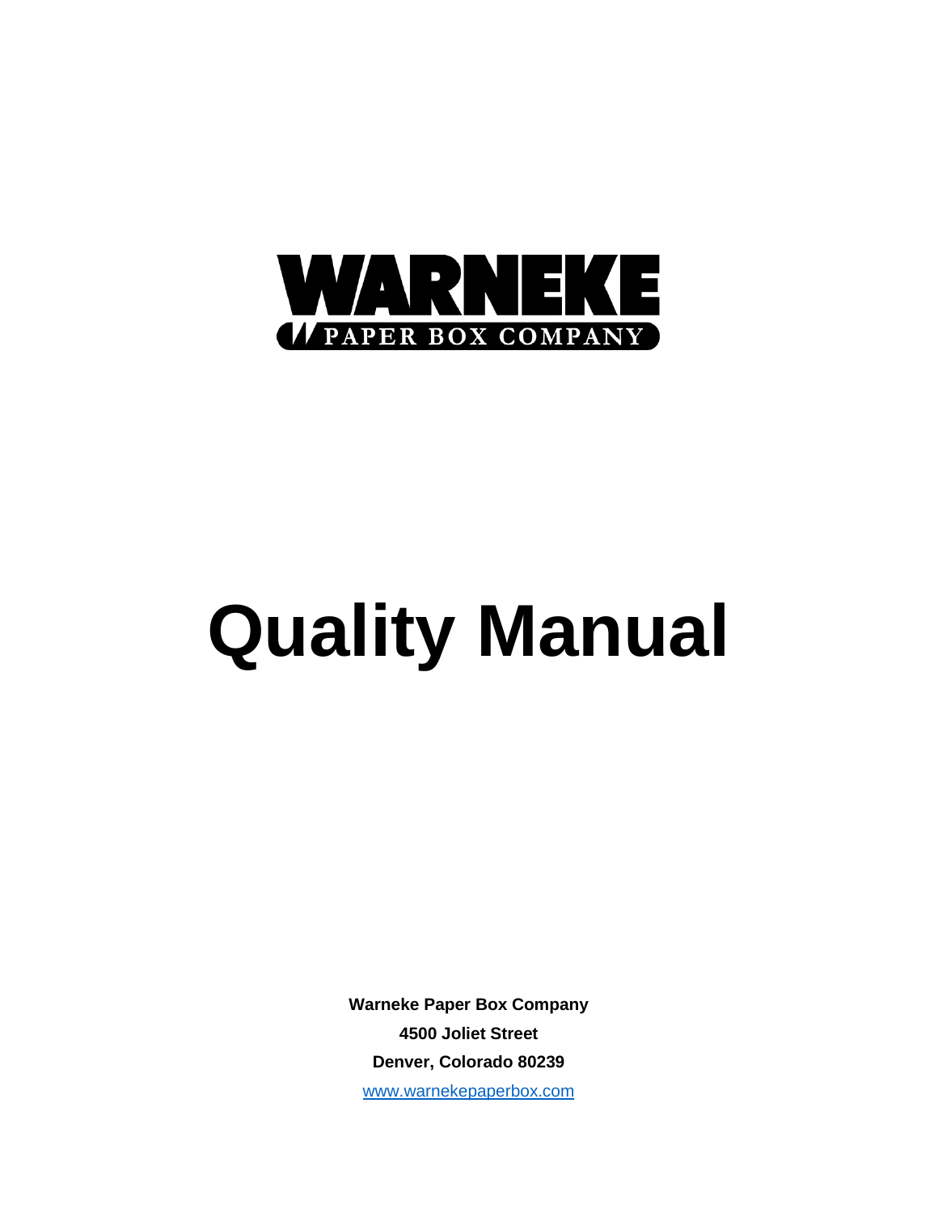WARNEKE

PAPER BOX COMPANY

# Quality Manual

**Warneke Paper Box Company**

**4500 Joliet Street**

**Denver, Colorado 80239**

[www.warnekepaperbox.com](http://www.warnekepaperbox.com)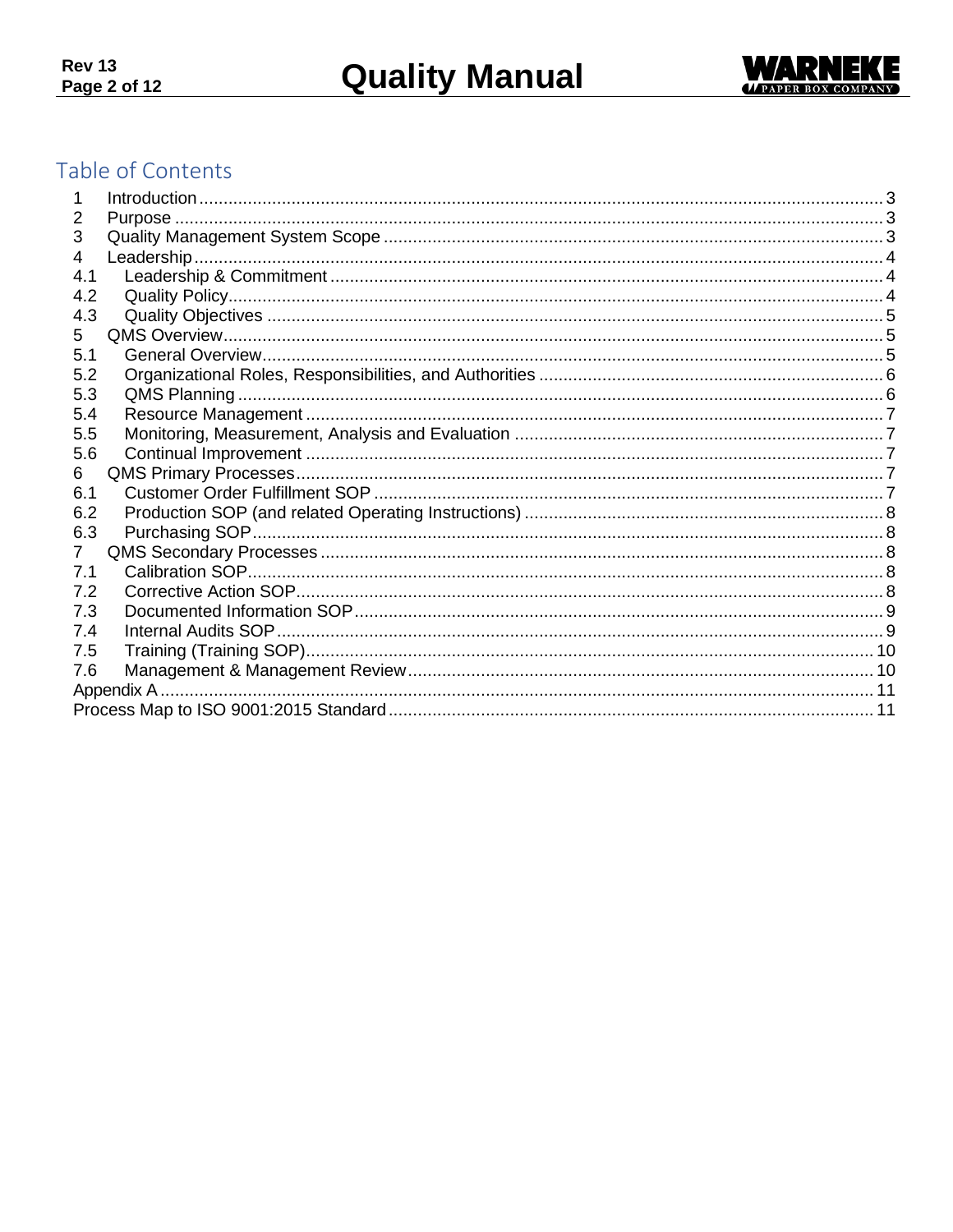## Table of Contents

| | | |
|---|---|---|
| 1 | Introduction | 3 |
| 2 | Purpose | 3 |
| 3 | Quality Management System Scope | 3 |
| 4 | Leadership | 4 |
| 4.1 | Leadership & Commitment | 4 |
| 4.2 | Quality Policy | 4 |
| 4.3 | Quality Objectives | 5 |
| 5 | QMS Overview | 5 |
| 5.1 | General Overview | 5 |
| 5.2 | Organizational Roles, Responsibilities, and Authorities | 6 |
| 5.3 | QMS Planning | 6 |
| 5.4 | Resource Management | 7 |
| 5.5 | Monitoring, Measurement, Analysis and Evaluation | 7 |
| 5.6 | Continual Improvement | 7 |
| 6 | QMS Primary Processes | 7 |
| 6.1 | Customer Order Fulfillment SOP | 7 |
| 6.2 | Production SOP (and related Operating Instructions) | 8 |
| 6.3 | Purchasing SOP | 8 |
| 7 | QMS Secondary Processes | 8 |
| 7.1 | Calibration SOP | 8 |
| 7.2 | Corrective Action SOP | 8 |
| 7.3 | Documented Information SOP | 9 |
| 7.4 | Internal Audits SOP | 9 |
| 7.5 | Training (Training SOP) | 10 |
| 7.6 | Management & Management Review | 10 |
| | Appendix A | 11 |
| | Process Map to ISO 9001:2015 Standard | 11 |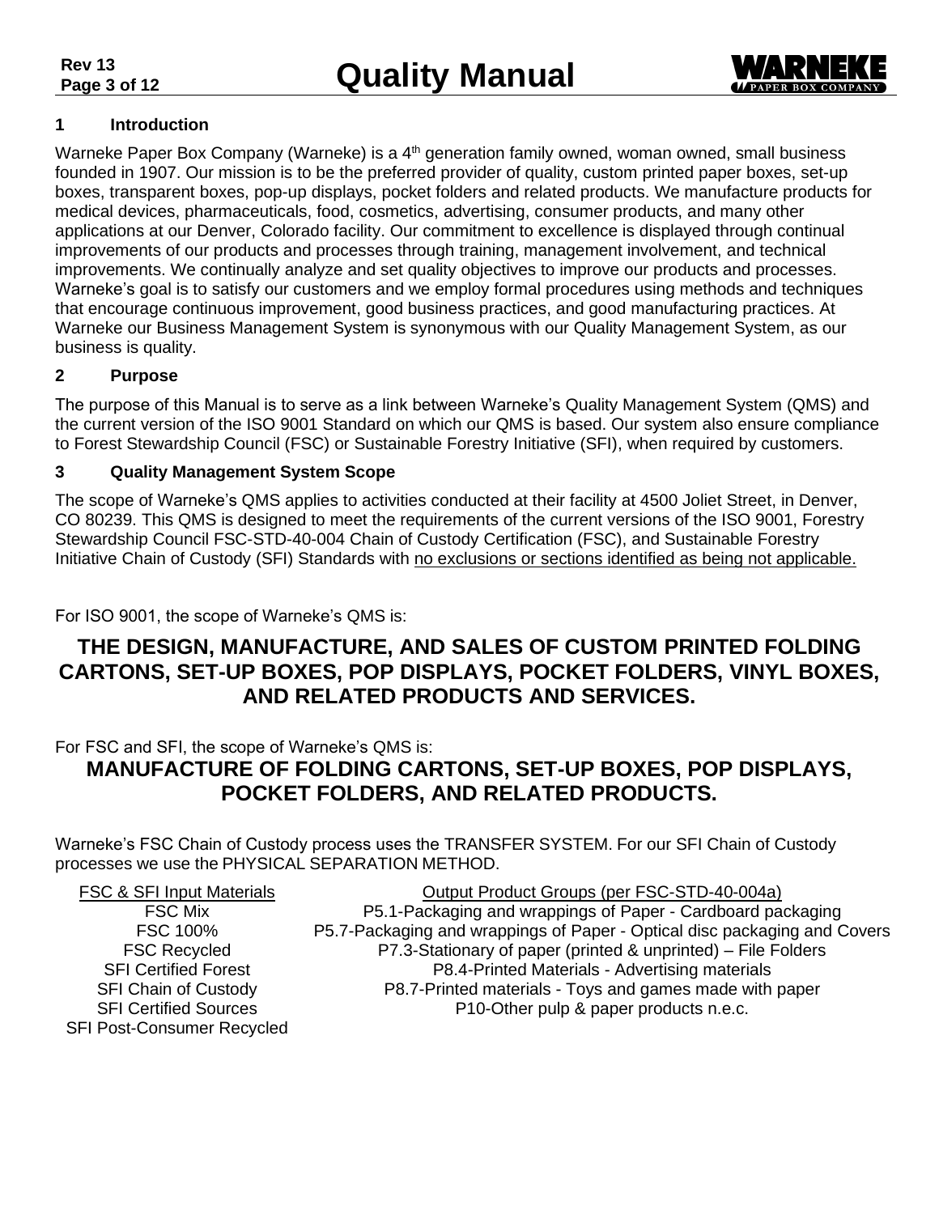## 1 Introduction

Warneke Paper Box Company (Warneke) is a 4th generation family owned, woman owned, small business founded in 1907. Our mission is to be the preferred provider of quality, custom printed paper boxes, set-up boxes, transparent boxes, pop-up displays, pocket folders and related products. We manufacture products for medical devices, pharmaceuticals, food, cosmetics, advertising, consumer products, and many other applications at our Denver, Colorado facility. Our commitment to excellence is displayed through continual improvements of our products and processes through training, management involvement, and technical improvements. We continually analyze and set quality objectives to improve our products and processes. Warneke's goal is to satisfy our customers and we employ formal procedures using methods and techniques that encourage continuous improvement, good business practices, and good manufacturing practices. At Warneke our Business Management System is synonymous with our Quality Management System, as our business is quality.

## 2 Purpose

The purpose of this Manual is to serve as a link between Warneke's Quality Management System (QMS) and the current version of the ISO 9001 Standard on which our QMS is based. Our system also ensure compliance to Forest Stewardship Council (FSC) or Sustainable Forestry Initiative (SFI), when required by customers.

## 3 Quality Management System Scope

The scope of Warneke's QMS applies to activities conducted at their facility at 4500 Joliet Street, in Denver, CO 80239. This QMS is designed to meet the requirements of the current versions of the ISO 9001, Forestry Stewardship Council FSC-STD-40-004 Chain of Custody Certification (FSC), and Sustainable Forestry Initiative Chain of Custody (SFI) Standards with <u>no exclusions or sections identified as being not applicable.</u>

For ISO 9001, the scope of Warneke's QMS is:

**THE DESIGN, MANUFACTURE, AND SALES OF CUSTOM PRINTED FOLDING CARTONS, SET-UP BOXES, POP DISPLAYS, POCKET FOLDERS, VINYL BOXES, AND RELATED PRODUCTS AND SERVICES.**

For FSC and SFI, the scope of Warneke's QMS is:

**MANUFACTURE OF FOLDING CARTONS, SET-UP BOXES, POP DISPLAYS, POCKET FOLDERS, AND RELATED PRODUCTS.**

Warneke's FSC Chain of Custody process uses the TRANSFER SYSTEM. For our SFI Chain of Custody processes we use the PHYSICAL SEPARATION METHOD.

| FSC & SFI Input Materials | Output Product Groups (per FSC-STD-40-004a) |
|---|---|
| FSC Mix | P5.1-Packaging and wrappings of Paper - Cardboard packaging |
| FSC 100% | P5.7-Packaging and wrappings of Paper - Optical disc packaging and Covers |
| FSC Recycled | P7.3-Stationary of paper (printed & unprinted) – File Folders |
| SFI Certified Forest | P8.4-Printed Materials - Advertising materials |
| SFI Chain of Custody | P8.7-Printed materials - Toys and games made with paper |
| SFI Certified Sources | P10-Other pulp & paper products n.e.c. |
| SFI Post-Consumer Recycled | |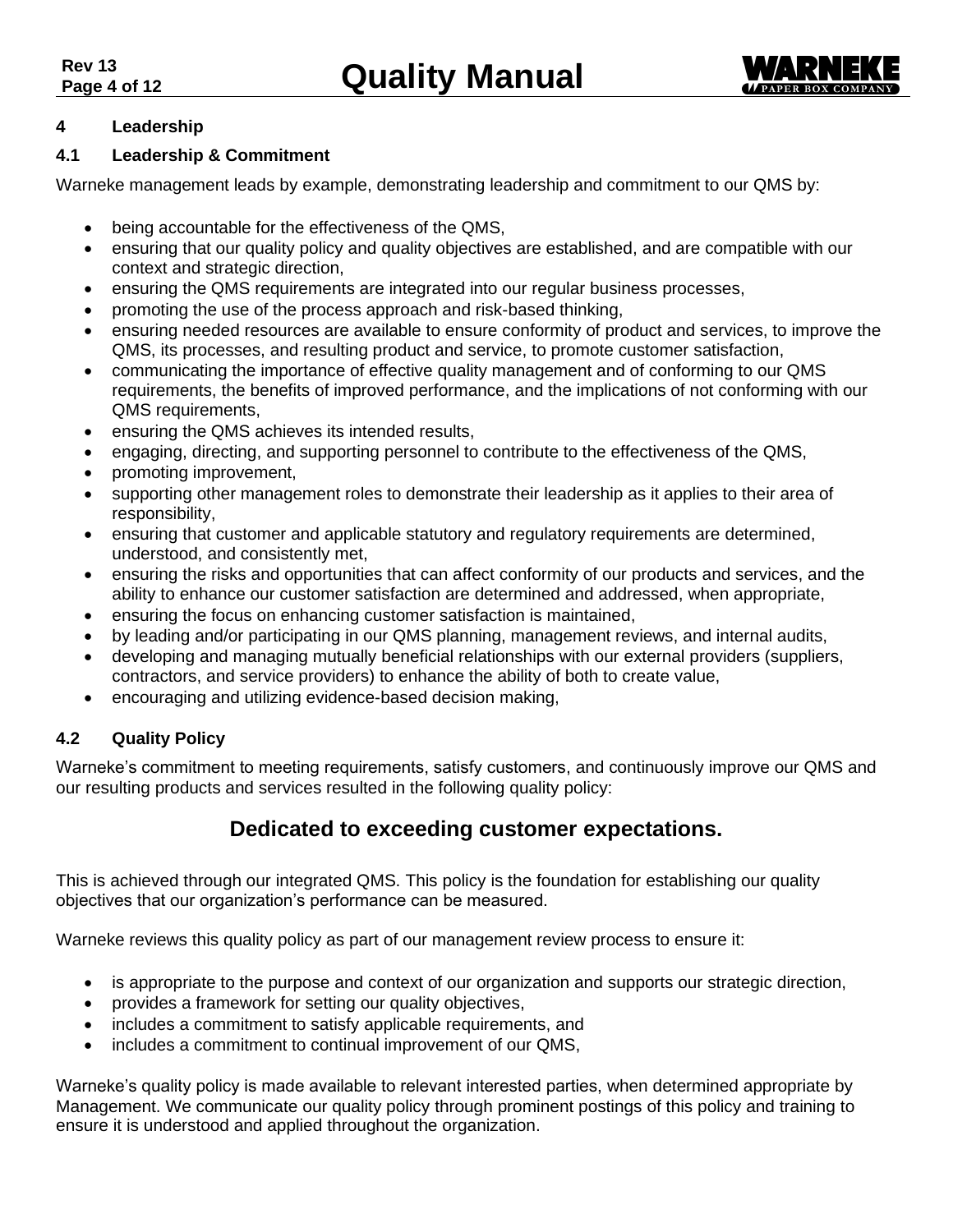## 4 Leadership

### 4.1 Leadership & Commitment

Warneke management leads by example, demonstrating leadership and commitment to our QMS by:

- being accountable for the effectiveness of the QMS,
- ensuring that our quality policy and quality objectives are established, and are compatible with our context and strategic direction,
- ensuring the QMS requirements are integrated into our regular business processes,
- promoting the use of the process approach and risk-based thinking,
- ensuring needed resources are available to ensure conformity of product and services, to improve the QMS, its processes, and resulting product and service, to promote customer satisfaction,
- communicating the importance of effective quality management and of conforming to our QMS requirements, the benefits of improved performance, and the implications of not conforming with our QMS requirements,
- ensuring the QMS achieves its intended results,
- engaging, directing, and supporting personnel to contribute to the effectiveness of the QMS,
- promoting improvement,
- supporting other management roles to demonstrate their leadership as it applies to their area of responsibility,
- ensuring that customer and applicable statutory and regulatory requirements are determined, understood, and consistently met,
- ensuring the risks and opportunities that can affect conformity of our products and services, and the ability to enhance our customer satisfaction are determined and addressed, when appropriate,
- ensuring the focus on enhancing customer satisfaction is maintained,
- by leading and/or participating in our QMS planning, management reviews, and internal audits,
- developing and managing mutually beneficial relationships with our external providers (suppliers, contractors, and service providers) to enhance the ability of both to create value,
- encouraging and utilizing evidence-based decision making,

### 4.2 Quality Policy

Warneke's commitment to meeting requirements, satisfy customers, and continuously improve our QMS and our resulting products and services resulted in the following quality policy:

**Dedicated to exceeding customer expectations.**

This is achieved through our integrated QMS. This policy is the foundation for establishing our quality objectives that our organization's performance can be measured.

Warneke reviews this quality policy as part of our management review process to ensure it:

- is appropriate to the purpose and context of our organization and supports our strategic direction,
- provides a framework for setting our quality objectives,
- includes a commitment to satisfy applicable requirements, and
- includes a commitment to continual improvement of our QMS,

Warneke's quality policy is made available to relevant interested parties, when determined appropriate by Management. We communicate our quality policy through prominent postings of this policy and training to ensure it is understood and applied throughout the organization.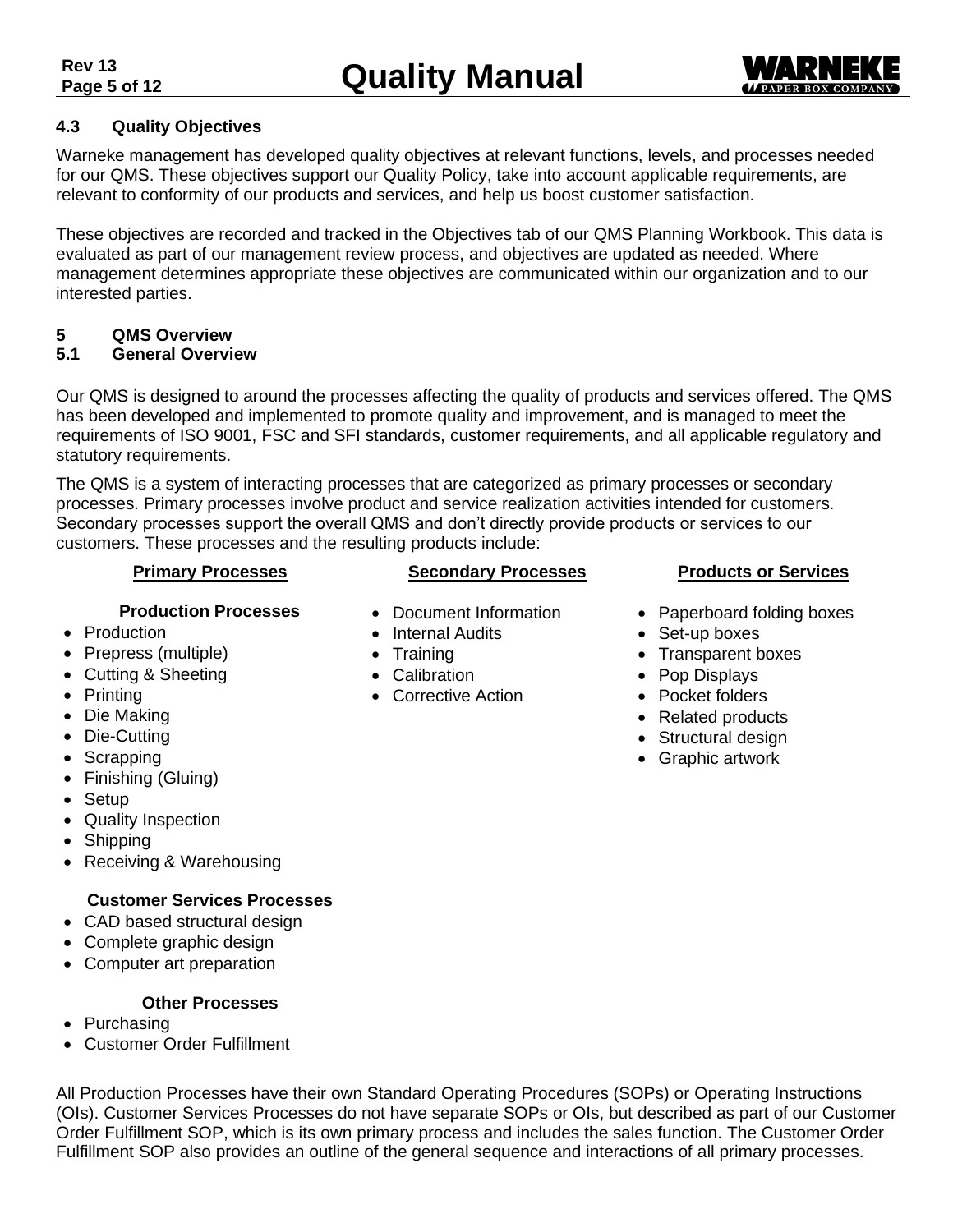## 4.3 Quality Objectives

Warneke management has developed quality objectives at relevant functions, levels, and processes needed for our QMS. These objectives support our Quality Policy, take into account applicable requirements, are relevant to conformity of our products and services, and help us boost customer satisfaction.

These objectives are recorded and tracked in the Objectives tab of our QMS Planning Workbook. This data is evaluated as part of our management review process, and objectives are updated as needed. Where management determines appropriate these objectives are communicated within our organization and to our interested parties.

# 5 QMS Overview

## 5.1 General Overview

Our QMS is designed to around the processes affecting the quality of products and services offered. The QMS has been developed and implemented to promote quality and improvement, and is managed to meet the requirements of ISO 9001, FSC and SFI standards, customer requirements, and all applicable regulatory and statutory requirements.

The QMS is a system of interacting processes that are categorized as primary processes or secondary processes. Primary processes involve product and service realization activities intended for customers. Secondary processes support the overall QMS and don't directly provide products or services to our customers. These processes and the resulting products include:

**Primary Processes**

**Production Processes**

- Production
- Prepress (multiple)
- Cutting & Sheeting
- Printing
- Die Making
- Die-Cutting
- Scrapping
- Finishing (Gluing)
- Setup
- Quality Inspection
- Shipping
- Receiving & Warehousing

**Customer Services Processes**

- CAD based structural design
- Complete graphic design
- Computer art preparation

**Other Processes**

- Purchasing
- Customer Order Fulfillment

**Secondary Processes**

- Document Information
- Internal Audits
- Training
- Calibration
- Corrective Action

**Products or Services**

- Paperboard folding boxes
- Set-up boxes
- Transparent boxes
- Pop Displays
- Pocket folders
- Related products
- Structural design
- Graphic artwork

All Production Processes have their own Standard Operating Procedures (SOPs) or Operating Instructions (OIs). Customer Services Processes do not have separate SOPs or OIs, but described as part of our Customer Order Fulfillment SOP, which is its own primary process and includes the sales function. The Customer Order Fulfillment SOP also provides an outline of the general sequence and interactions of all primary processes.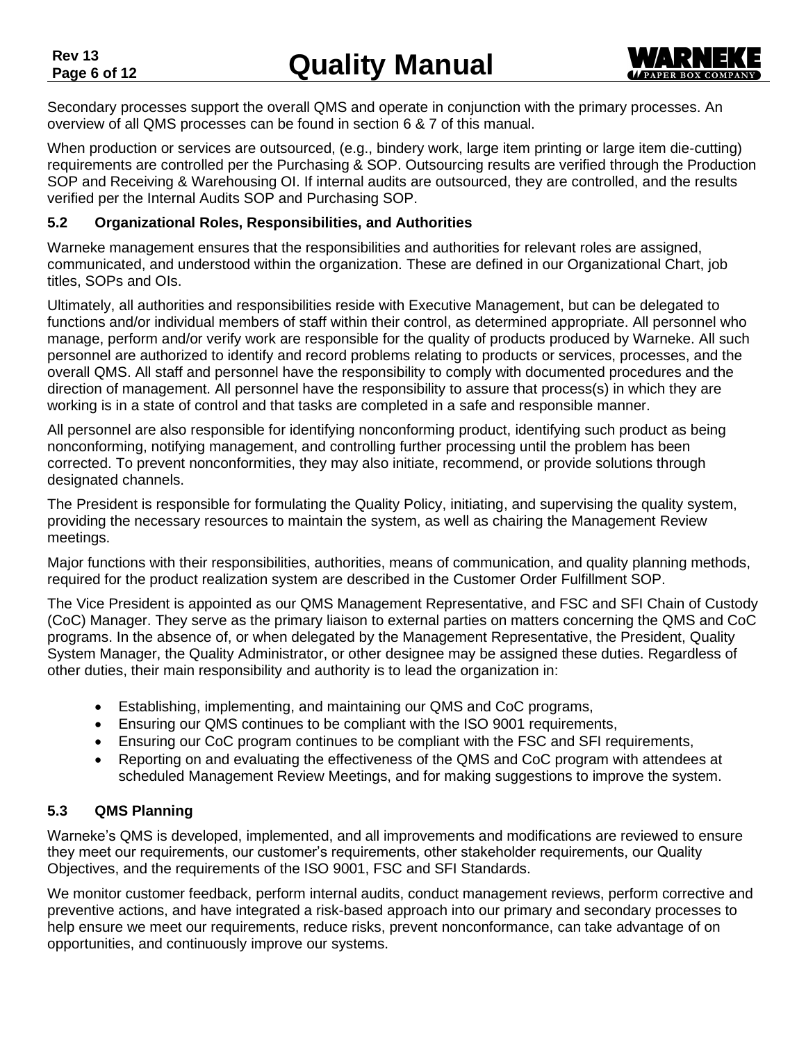Secondary processes support the overall QMS and operate in conjunction with the primary processes. An overview of all QMS processes can be found in section 6 & 7 of this manual.

When production or services are outsourced, (e.g., bindery work, large item printing or large item die-cutting) requirements are controlled per the Purchasing & SOP. Outsourcing results are verified through the Production SOP and Receiving & Warehousing OI. If internal audits are outsourced, they are controlled, and the results verified per the Internal Audits SOP and Purchasing SOP.

### 5.2 Organizational Roles, Responsibilities, and Authorities

Warneke management ensures that the responsibilities and authorities for relevant roles are assigned, communicated, and understood within the organization. These are defined in our Organizational Chart, job titles, SOPs and OIs.

Ultimately, all authorities and responsibilities reside with Executive Management, but can be delegated to functions and/or individual members of staff within their control, as determined appropriate. All personnel who manage, perform and/or verify work are responsible for the quality of products produced by Warneke. All such personnel are authorized to identify and record problems relating to products or services, processes, and the overall QMS. All staff and personnel have the responsibility to comply with documented procedures and the direction of management. All personnel have the responsibility to assure that process(s) in which they are working is in a state of control and that tasks are completed in a safe and responsible manner.

All personnel are also responsible for identifying nonconforming product, identifying such product as being nonconforming, notifying management, and controlling further processing until the problem has been corrected. To prevent nonconformities, they may also initiate, recommend, or provide solutions through designated channels.

The President is responsible for formulating the Quality Policy, initiating, and supervising the quality system, providing the necessary resources to maintain the system, as well as chairing the Management Review meetings.

Major functions with their responsibilities, authorities, means of communication, and quality planning methods, required for the product realization system are described in the Customer Order Fulfillment SOP.

The Vice President is appointed as our QMS Management Representative, and FSC and SFI Chain of Custody (CoC) Manager. They serve as the primary liaison to external parties on matters concerning the QMS and CoC programs. In the absence of, or when delegated by the Management Representative, the President, Quality System Manager, the Quality Administrator, or other designee may be assigned these duties. Regardless of other duties, their main responsibility and authority is to lead the organization in:

- Establishing, implementing, and maintaining our QMS and CoC programs,
- Ensuring our QMS continues to be compliant with the ISO 9001 requirements,
- Ensuring our CoC program continues to be compliant with the FSC and SFI requirements,
- Reporting on and evaluating the effectiveness of the QMS and CoC program with attendees at scheduled Management Review Meetings, and for making suggestions to improve the system.

### 5.3 QMS Planning

Warneke's QMS is developed, implemented, and all improvements and modifications are reviewed to ensure they meet our requirements, our customer's requirements, other stakeholder requirements, our Quality Objectives, and the requirements of the ISO 9001, FSC and SFI Standards.

We monitor customer feedback, perform internal audits, conduct management reviews, perform corrective and preventive actions, and have integrated a risk-based approach into our primary and secondary processes to help ensure we meet our requirements, reduce risks, prevent nonconformance, can take advantage of on opportunities, and continuously improve our systems.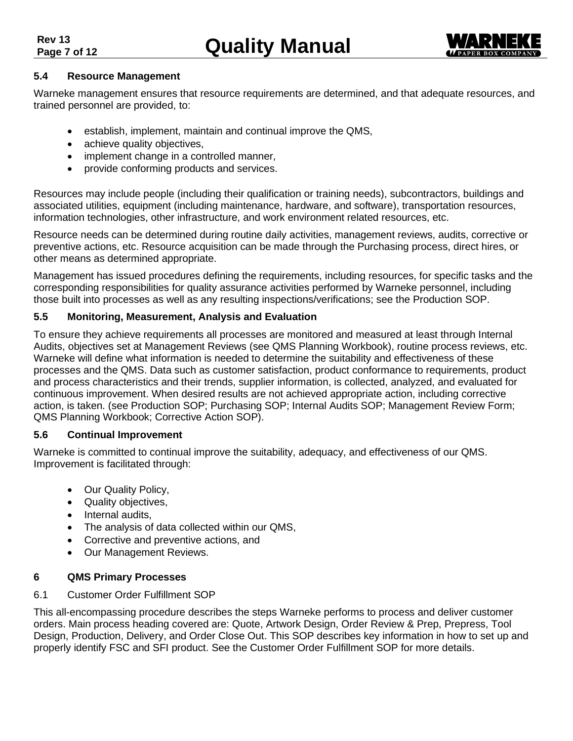### 5.4 Resource Management

Warneke management ensures that resource requirements are determined, and that adequate resources, and trained personnel are provided, to:

- establish, implement, maintain and continual improve the QMS,
- achieve quality objectives,
- implement change in a controlled manner,
- provide conforming products and services.

Resources may include people (including their qualification or training needs), subcontractors, buildings and associated utilities, equipment (including maintenance, hardware, and software), transportation resources, information technologies, other infrastructure, and work environment related resources, etc.

Resource needs can be determined during routine daily activities, management reviews, audits, corrective or preventive actions, etc. Resource acquisition can be made through the Purchasing process, direct hires, or other means as determined appropriate.

Management has issued procedures defining the requirements, including resources, for specific tasks and the corresponding responsibilities for quality assurance activities performed by Warneke personnel, including those built into processes as well as any resulting inspections/verifications; see the Production SOP.

### 5.5 Monitoring, Measurement, Analysis and Evaluation

To ensure they achieve requirements all processes are monitored and measured at least through Internal Audits, objectives set at Management Reviews (see QMS Planning Workbook), routine process reviews, etc. Warneke will define what information is needed to determine the suitability and effectiveness of these processes and the QMS. Data such as customer satisfaction, product conformance to requirements, product and process characteristics and their trends, supplier information, is collected, analyzed, and evaluated for continuous improvement. When desired results are not achieved appropriate action, including corrective action, is taken. (see Production SOP; Purchasing SOP; Internal Audits SOP; Management Review Form; QMS Planning Workbook; Corrective Action SOP).

### 5.6 Continual Improvement

Warneke is committed to continual improve the suitability, adequacy, and effectiveness of our QMS. Improvement is facilitated through:

- Our Quality Policy,
- Quality objectives,
- Internal audits,
- The analysis of data collected within our QMS,
- Corrective and preventive actions, and
- Our Management Reviews.

## 6 QMS Primary Processes

6.1 Customer Order Fulfillment SOP

This all-encompassing procedure describes the steps Warneke performs to process and deliver customer orders. Main process heading covered are: Quote, Artwork Design, Order Review & Prep, Prepress, Tool Design, Production, Delivery, and Order Close Out. This SOP describes key information in how to set up and properly identify FSC and SFI product. See the Customer Order Fulfillment SOP for more details.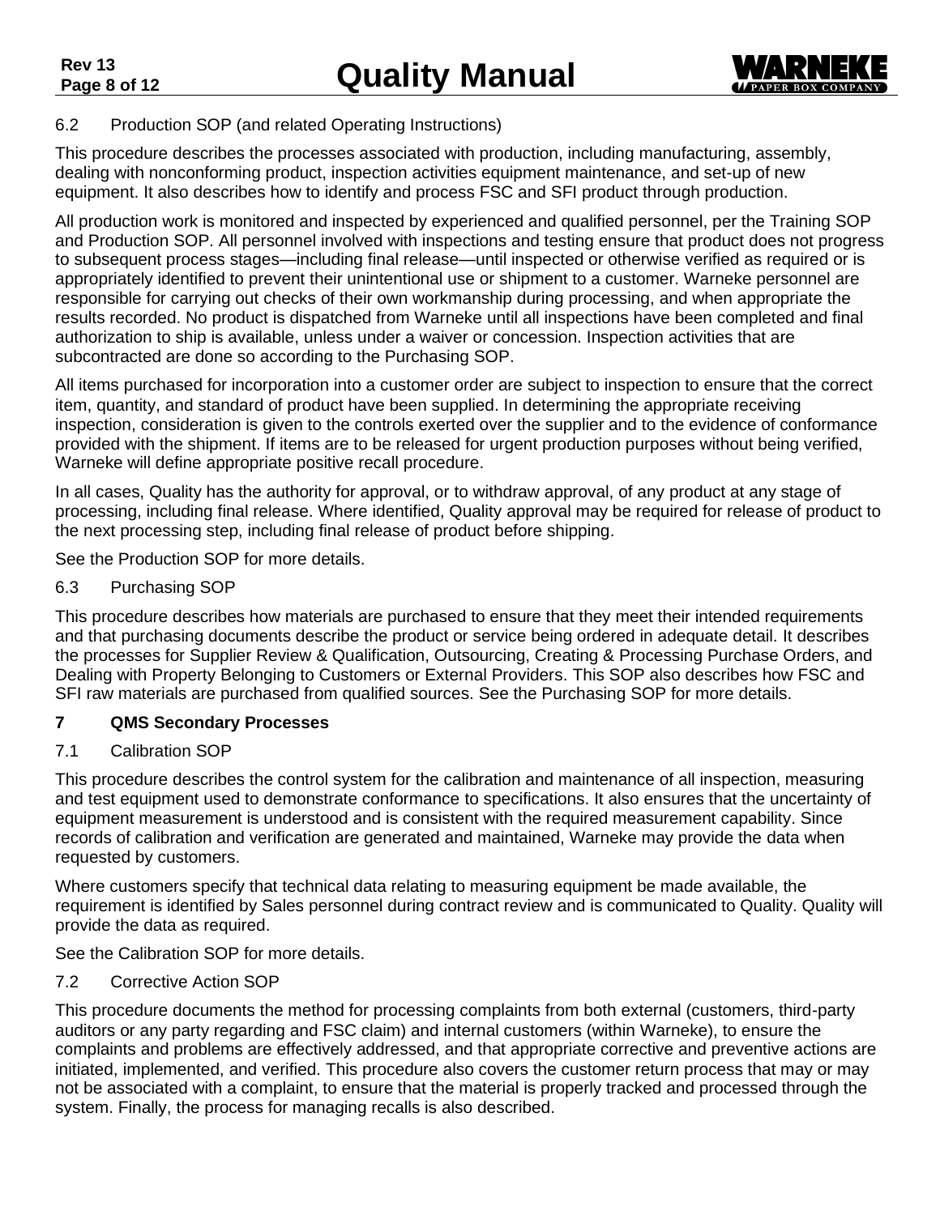### 6.2 Production SOP (and related Operating Instructions)

This procedure describes the processes associated with production, including manufacturing, assembly, dealing with nonconforming product, inspection activities equipment maintenance, and set-up of new equipment. It also describes how to identify and process FSC and SFI product through production.

All production work is monitored and inspected by experienced and qualified personnel, per the Training SOP and Production SOP. All personnel involved with inspections and testing ensure that product does not progress to subsequent process stages—including final release—until inspected or otherwise verified as required or is appropriately identified to prevent their unintentional use or shipment to a customer. Warneke personnel are responsible for carrying out checks of their own workmanship during processing, and when appropriate the results recorded. No product is dispatched from Warneke until all inspections have been completed and final authorization to ship is available, unless under a waiver or concession. Inspection activities that are subcontracted are done so according to the Purchasing SOP.

All items purchased for incorporation into a customer order are subject to inspection to ensure that the correct item, quantity, and standard of product have been supplied. In determining the appropriate receiving inspection, consideration is given to the controls exerted over the supplier and to the evidence of conformance provided with the shipment. If items are to be released for urgent production purposes without being verified, Warneke will define appropriate positive recall procedure.

In all cases, Quality has the authority for approval, or to withdraw approval, of any product at any stage of processing, including final release. Where identified, Quality approval may be required for release of product to the next processing step, including final release of product before shipping.

See the Production SOP for more details.

### 6.3 Purchasing SOP

This procedure describes how materials are purchased to ensure that they meet their intended requirements and that purchasing documents describe the product or service being ordered in adequate detail. It describes the processes for Supplier Review & Qualification, Outsourcing, Creating & Processing Purchase Orders, and Dealing with Property Belonging to Customers or External Providers. This SOP also describes how FSC and SFI raw materials are purchased from qualified sources. See the Purchasing SOP for more details.

## 7 QMS Secondary Processes

### 7.1 Calibration SOP

This procedure describes the control system for the calibration and maintenance of all inspection, measuring and test equipment used to demonstrate conformance to specifications. It also ensures that the uncertainty of equipment measurement is understood and is consistent with the required measurement capability. Since records of calibration and verification are generated and maintained, Warneke may provide the data when requested by customers.

Where customers specify that technical data relating to measuring equipment be made available, the requirement is identified by Sales personnel during contract review and is communicated to Quality. Quality will provide the data as required.

See the Calibration SOP for more details.

### 7.2 Corrective Action SOP

This procedure documents the method for processing complaints from both external (customers, third-party auditors or any party regarding and FSC claim) and internal customers (within Warneke), to ensure the complaints and problems are effectively addressed, and that appropriate corrective and preventive actions are initiated, implemented, and verified. This procedure also covers the customer return process that may or may not be associated with a complaint, to ensure that the material is properly tracked and processed through the system. Finally, the process for managing recalls is also described.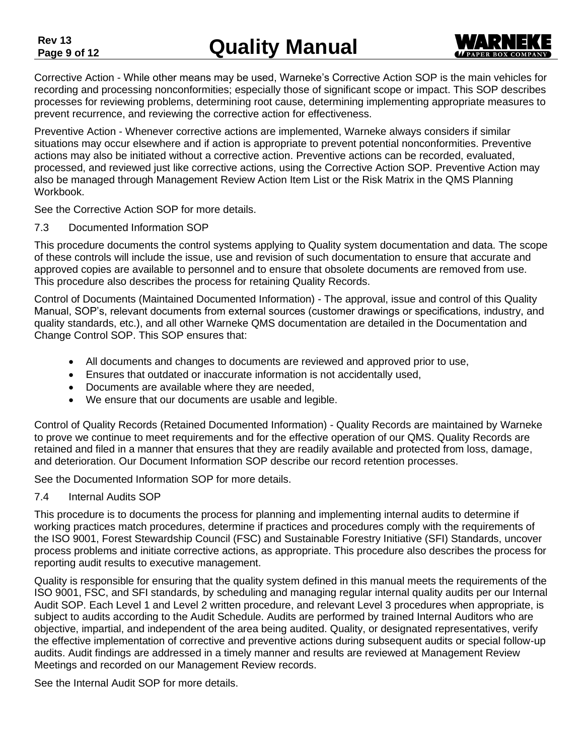Corrective Action - While other means may be used, Warneke's Corrective Action SOP is the main vehicles for recording and processing nonconformities; especially those of significant scope or impact. This SOP describes processes for reviewing problems, determining root cause, determining implementing appropriate measures to prevent recurrence, and reviewing the corrective action for effectiveness.

Preventive Action - Whenever corrective actions are implemented, Warneke always considers if similar situations may occur elsewhere and if action is appropriate to prevent potential nonconformities. Preventive actions may also be initiated without a corrective action. Preventive actions can be recorded, evaluated, processed, and reviewed just like corrective actions, using the Corrective Action SOP. Preventive Action may also be managed through Management Review Action Item List or the Risk Matrix in the QMS Planning Workbook.

See the Corrective Action SOP for more details.

### 7.3 Documented Information SOP

This procedure documents the control systems applying to Quality system documentation and data. The scope of these controls will include the issue, use and revision of such documentation to ensure that accurate and approved copies are available to personnel and to ensure that obsolete documents are removed from use. This procedure also describes the process for retaining Quality Records.

Control of Documents (Maintained Documented Information) - The approval, issue and control of this Quality Manual, SOP's, relevant documents from external sources (customer drawings or specifications, industry, and quality standards, etc.), and all other Warneke QMS documentation are detailed in the Documentation and Change Control SOP. This SOP ensures that:

- All documents and changes to documents are reviewed and approved prior to use,
- Ensures that outdated or inaccurate information is not accidentally used,
- Documents are available where they are needed,
- We ensure that our documents are usable and legible.

Control of Quality Records (Retained Documented Information) - Quality Records are maintained by Warneke to prove we continue to meet requirements and for the effective operation of our QMS. Quality Records are retained and filed in a manner that ensures that they are readily available and protected from loss, damage, and deterioration. Our Document Information SOP describe our record retention processes.

See the Documented Information SOP for more details.

### 7.4 Internal Audits SOP

This procedure is to documents the process for planning and implementing internal audits to determine if working practices match procedures, determine if practices and procedures comply with the requirements of the ISO 9001, Forest Stewardship Council (FSC) and Sustainable Forestry Initiative (SFI) Standards, uncover process problems and initiate corrective actions, as appropriate. This procedure also describes the process for reporting audit results to executive management.

Quality is responsible for ensuring that the quality system defined in this manual meets the requirements of the ISO 9001, FSC, and SFI standards, by scheduling and managing regular internal quality audits per our Internal Audit SOP. Each Level 1 and Level 2 written procedure, and relevant Level 3 procedures when appropriate, is subject to audits according to the Audit Schedule. Audits are performed by trained Internal Auditors who are objective, impartial, and independent of the area being audited. Quality, or designated representatives, verify the effective implementation of corrective and preventive actions during subsequent audits or special follow-up audits. Audit findings are addressed in a timely manner and results are reviewed at Management Review Meetings and recorded on our Management Review records.

See the Internal Audit SOP for more details.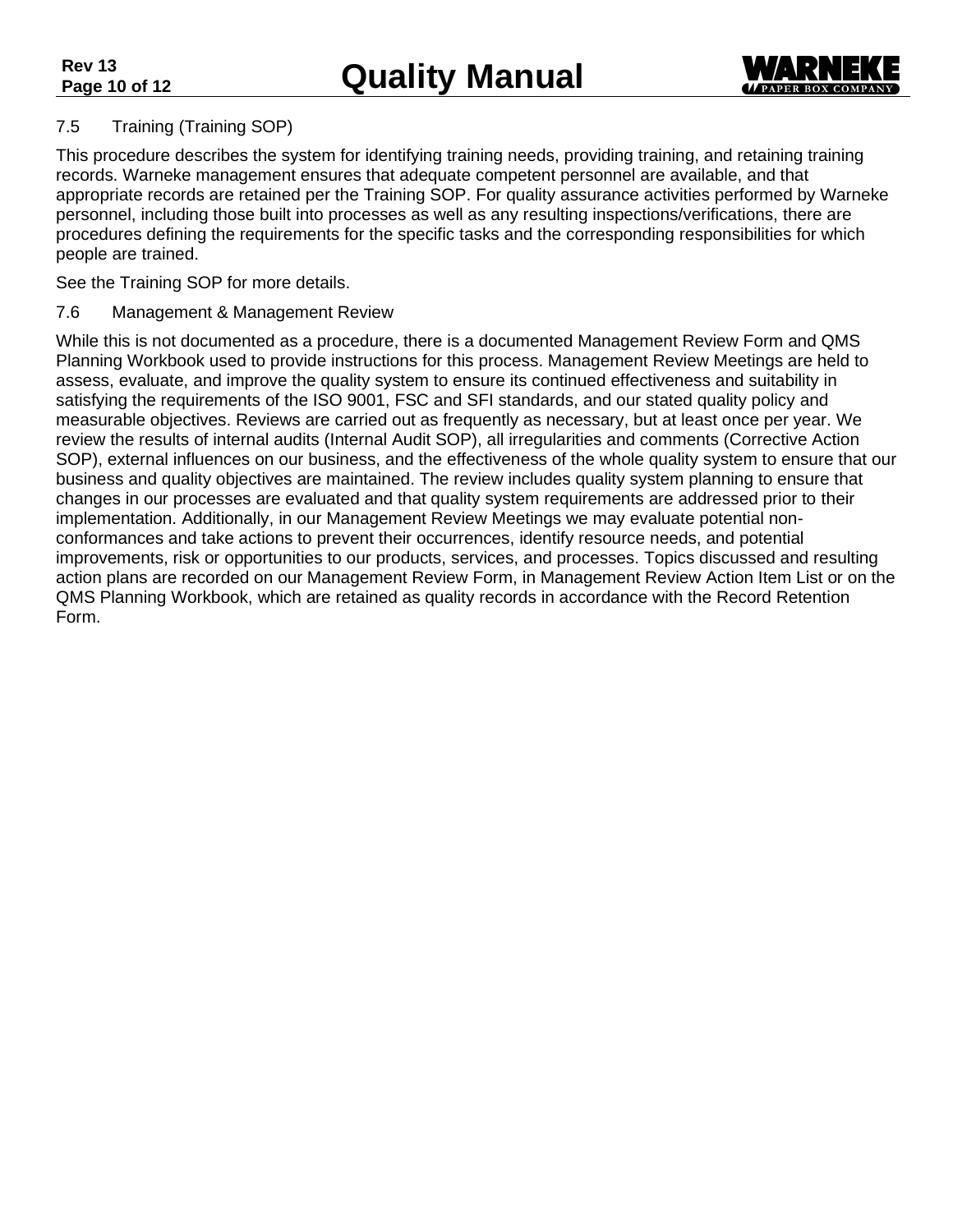## 7.5 Training (Training SOP)

This procedure describes the system for identifying training needs, providing training, and retaining training records. Warneke management ensures that adequate competent personnel are available, and that appropriate records are retained per the Training SOP. For quality assurance activities performed by Warneke personnel, including those built into processes as well as any resulting inspections/verifications, there are procedures defining the requirements for the specific tasks and the corresponding responsibilities for which people are trained.

See the Training SOP for more details.

## 7.6 Management & Management Review

While this is not documented as a procedure, there is a documented Management Review Form and QMS Planning Workbook used to provide instructions for this process. Management Review Meetings are held to assess, evaluate, and improve the quality system to ensure its continued effectiveness and suitability in satisfying the requirements of the ISO 9001, FSC and SFI standards, and our stated quality policy and measurable objectives. Reviews are carried out as frequently as necessary, but at least once per year. We review the results of internal audits (Internal Audit SOP), all irregularities and comments (Corrective Action SOP), external influences on our business, and the effectiveness of the whole quality system to ensure that our business and quality objectives are maintained. The review includes quality system planning to ensure that changes in our processes are evaluated and that quality system requirements are addressed prior to their implementation. Additionally, in our Management Review Meetings we may evaluate potential non-conformances and take actions to prevent their occurrences, identify resource needs, and potential improvements, risk or opportunities to our products, services, and processes. Topics discussed and resulting action plans are recorded on our Management Review Form, in Management Review Action Item List or on the QMS Planning Workbook, which are retained as quality records in accordance with the Record Retention Form.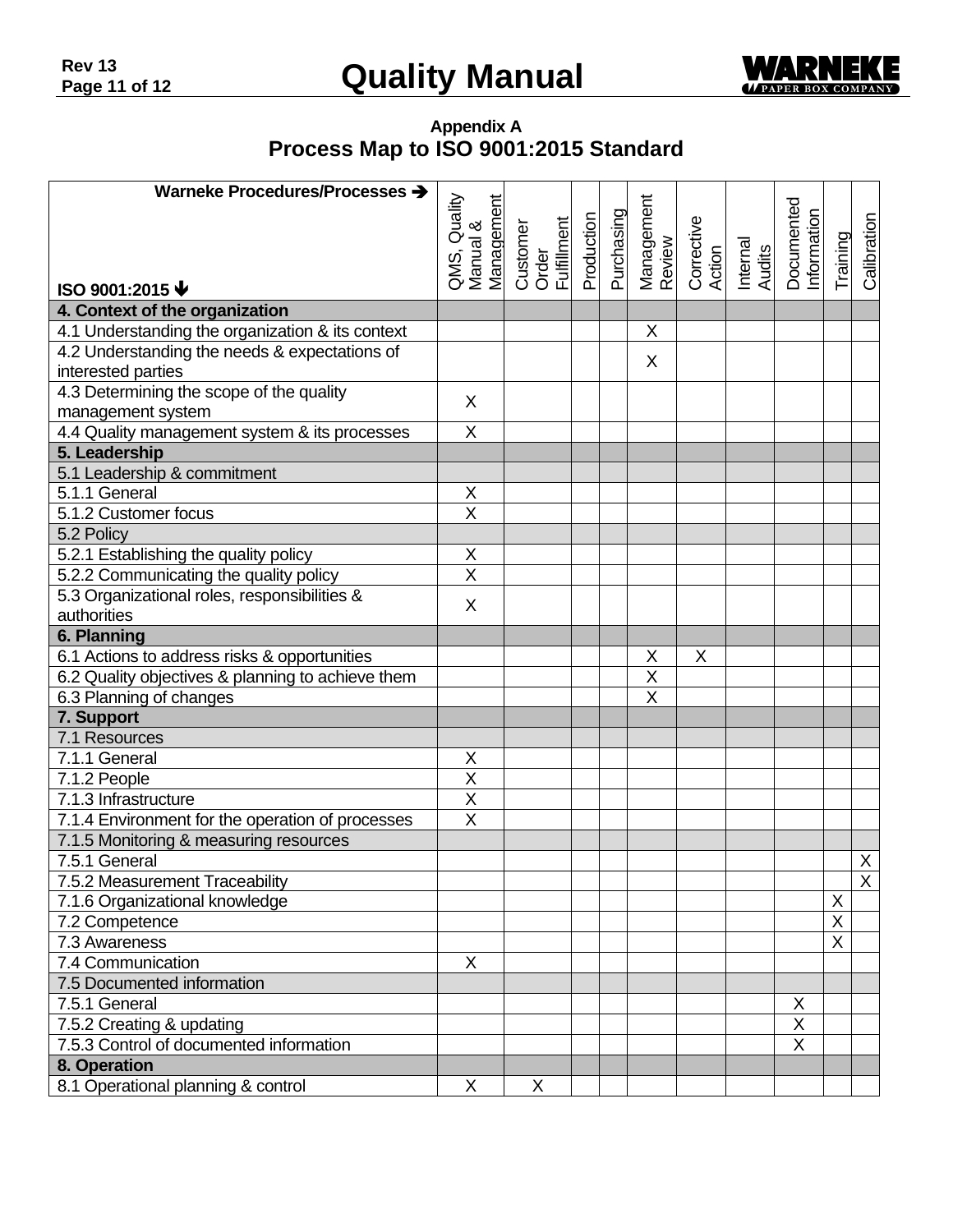## Appendix A
## Process Map to ISO 9001:2015 Standard

| Warneke Procedures/Processes ➔<br><br>ISO 9001:2015 ➔ | QMS, Quality Manual & Management | Customer Order Fulfillment | Production | Purchasing | Management Review | Corrective Action | Internal Audits | Documented Information | Training | Calibration |
|---|---|---|---|---|---|---|---|---|---|---|
| **4. Context of the organization** | | | | | | | | | | |
| 4.1 Understanding the organization & its context | | | | | X | | | | | |
| 4.2 Understanding the needs & expectations of interested parties | | | | | X | | | | | |
| 4.3 Determining the scope of the quality management system | X | | | | | | | | | |
| 4.4 Quality management system & its processes | X | | | | | | | | | |
| **5. Leadership** | | | | | | | | | | |
| 5.1 Leadership & commitment | | | | | | | | | | |
| 5.1.1 General | X | | | | | | | | | |
| 5.1.2 Customer focus | X | | | | | | | | | |
| 5.2 Policy | | | | | | | | | | |
| 5.2.1 Establishing the quality policy | X | | | | | | | | | |
| 5.2.2 Communicating the quality policy | X | | | | | | | | | |
| 5.3 Organizational roles, responsibilities & authorities | X | | | | | | | | | |
| **6. Planning** | | | | | | | | | | |
| 6.1 Actions to address risks & opportunities | | | | | X | X | | | | |
| 6.2 Quality objectives & planning to achieve them | | | | | X | | | | | |
| 6.3 Planning of changes | | | | | X | | | | | |
| **7. Support** | | | | | | | | | | |
| 7.1 Resources | | | | | | | | | | |
| 7.1.1 General | X | | | | | | | | | |
| 7.1.2 People | X | | | | | | | | | |
| 7.1.3 Infrastructure | X | | | | | | | | | |
| 7.1.4 Environment for the operation of processes | X | | | | | | | | | |
| 7.1.5 Monitoring & measuring resources | | | | | | | | | | |
| 7.5.1 General | | | | | | | | | | X |
| 7.5.2 Measurement Traceability | | | | | | | | | | X |
| 7.1.6 Organizational knowledge | | | | | | | | | X | |
| 7.2 Competence | | | | | | | | | X | |
| 7.3 Awareness | | | | | | | | | X | |
| 7.4 Communication | X | | | | | | | | | |
| 7.5 Documented information | | | | | | | | | | |
| 7.5.1 General | | | | | | | | X | | |
| 7.5.2 Creating & updating | | | | | | | | X | | |
| 7.5.3 Control of documented information | | | | | | | | X | | |
| **8. Operation** | | | | | | | | | | |
| 8.1 Operational planning & control | X | X | | | | | | | | |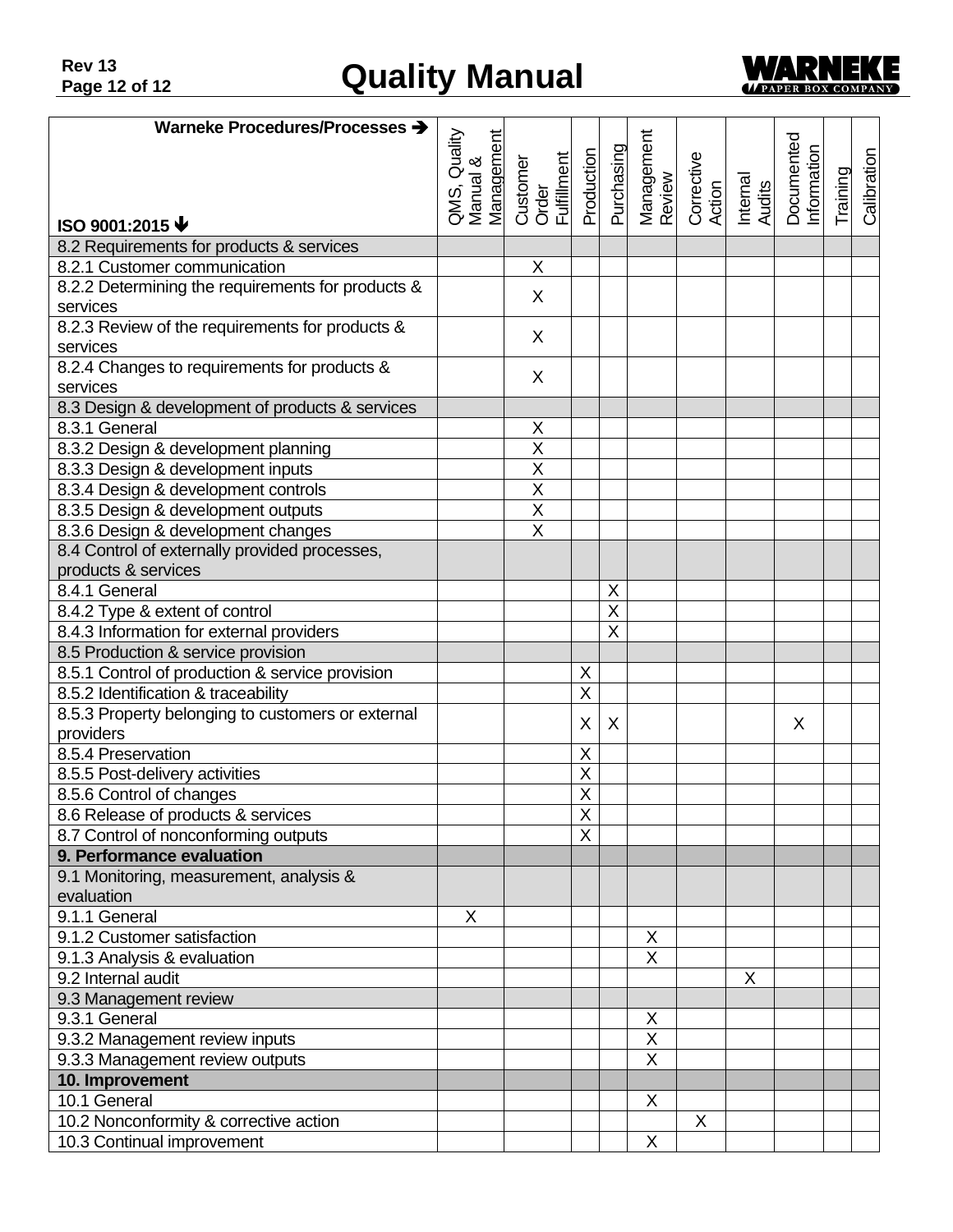| Warneke Procedures/Processes ➔<br>ISO 9001:2015 ➔ | QMS, Quality Manual & Management | Customer Order Fulfillment | Production | Purchasing | Management Review | Corrective Action | Internal Audits | Documented Information | Training | Calibration |
|---|---|---|---|---|---|---|---|---|---|---|
| 8.2 Requirements for products & services | | | | | | | | | | |
| 8.2.1 Customer communication | | X | | | | | | | | |
| 8.2.2 Determining the requirements for products & services | | X | | | | | | | | |
| 8.2.3 Review of the requirements for products & services | | X | | | | | | | | |
| 8.2.4 Changes to requirements for products & services | | X | | | | | | | | |
| 8.3 Design & development of products & services | | | | | | | | | | |
| 8.3.1 General | | X | | | | | | | | |
| 8.3.2 Design & development planning | | X | | | | | | | | |
| 8.3.3 Design & development inputs | | X | | | | | | | | |
| 8.3.4 Design & development controls | | X | | | | | | | | |
| 8.3.5 Design & development outputs | | X | | | | | | | | |
| 8.3.6 Design & development changes | | X | | | | | | | | |
| 8.4 Control of externally provided processes, products & services | | | | | | | | | | |
| 8.4.1 General | | | | X | | | | | | |
| 8.4.2 Type & extent of control | | | | X | | | | | | |
| 8.4.3 Information for external providers | | | | X | | | | | | |
| 8.5 Production & service provision | | | | | | | | | | |
| 8.5.1 Control of production & service provision | | | X | | | | | | | |
| 8.5.2 Identification & traceability | | | X | | | | | | | |
| 8.5.3 Property belonging to customers or external providers | | | X | X | | | | X | | |
| 8.5.4 Preservation | | | X | | | | | | | |
| 8.5.5 Post-delivery activities | | | X | | | | | | | |
| 8.5.6 Control of changes | | | X | | | | | | | |
| 8.6 Release of products & services | | | X | | | | | | | |
| 8.7 Control of nonconforming outputs | | | X | | | | | | | |
| **9. Performance evaluation** | | | | | | | | | | |
| 9.1 Monitoring, measurement, analysis & evaluation | | | | | | | | | | |
| 9.1.1 General | X | | | | | | | | | |
| 9.1.2 Customer satisfaction | | | | | X | | | | | |
| 9.1.3 Analysis & evaluation | | | | | X | | | | | |
| 9.2 Internal audit | | | | | | | X | | | |
| 9.3 Management review | | | | | | | | | | |
| 9.3.1 General | | | | | X | | | | | |
| 9.3.2 Management review inputs | | | | | X | | | | | |
| 9.3.3 Management review outputs | | | | | X | | | | | |
| **10. Improvement** | | | | | | | | | | |
| 10.1 General | | | | | X | | | | | |
| 10.2 Nonconformity & corrective action | | | | | | X | | | | |
| 10.3 Continual improvement | | | | | X | | | | | |